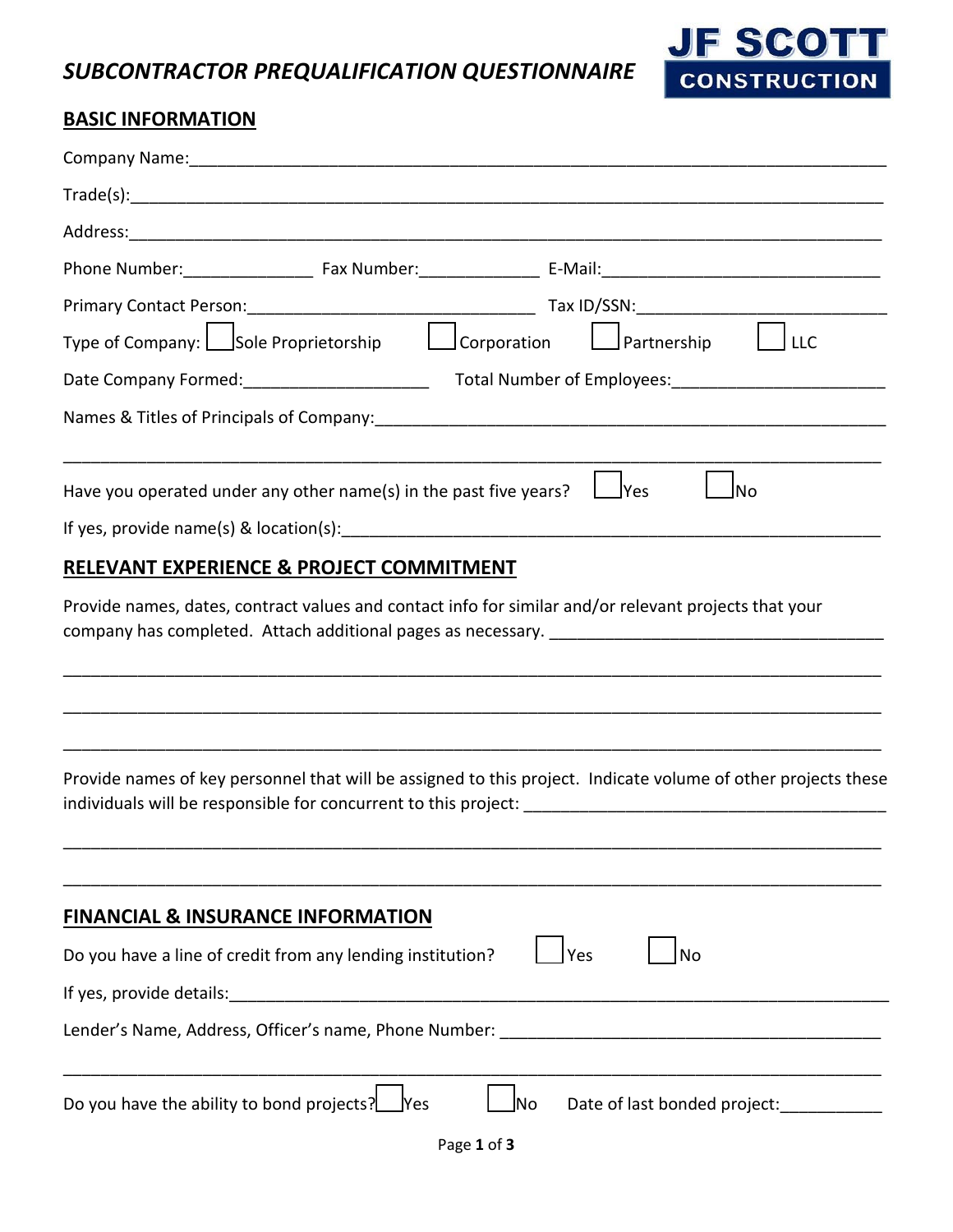# *SUBCONTRACTOR PREQUALIFICATION QUESTIONNAIRE*

**JF SCOTT CONSTRUCTION**

## BASIC INFORMATION

Company Name:___________________________________________________________________________

Trade(s):_______________________________________________________________________________

Address:________________________________________________________________________________

Phone Number:______________ Fax Number:_____________ E-Mail:______________________________

Primary Contact Person:______________________________ Tax ID/SSN:_________________________

Type of Company: ☐ Sole Proprietorship ☐ Corporation ☐ Partnership ☐ LLC

Date Company Formed:____________________ Total Number of Employees:_______________________

Names & Titles of Principals of Company:_________________________________________________

________________________________________________________________________________________

Have you operated under any other name(s) in the past five years? ☐ Yes ☐ No

If yes, provide name(s) & location(s):____________________________________________________

## RELEVANT EXPERIENCE & PROJECT COMMITMENT

Provide names, dates, contract values and contact info for similar and/or relevant projects that your company has completed. Attach additional pages as necessary. ___________________________________

________________________________________________________________________________________

________________________________________________________________________________________

________________________________________________________________________________________

Provide names of key personnel that will be assigned to this project. Indicate volume of other projects these individuals will be responsible for concurrent to this project: ______________________________________

________________________________________________________________________________________

________________________________________________________________________________________

## FINANCIAL & INSURANCE INFORMATION

Do you have a line of credit from any lending institution? ☐ Yes ☐ No

If yes, provide details:__________________________________________________________________

Lender's Name, Address, Officer's name, Phone Number: ________________________________________

________________________________________________________________________________________

Do you have the ability to bond projects? ☐ Yes ☐ No Date of last bonded project:___________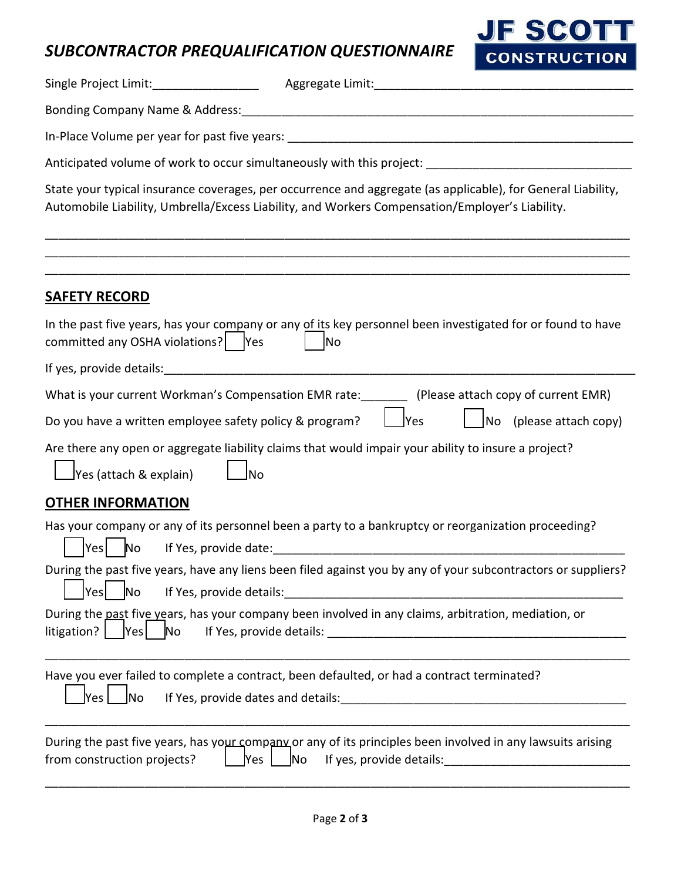# *SUBCONTRACTOR PREQUALIFICATION QUESTIONNAIRE*

**JF SCOTT CONSTRUCTION**

Single Project Limit:________________ Aggregate Limit:________________________________________

Bonding Company Name & Address:_________________________________________________________________

In-Place Volume per year for past five years: ______________________________________________________

Anticipated volume of work to occur simultaneously with this project: _______________________________

State your typical insurance coverages, per occurrence and aggregate (as applicable), for General Liability, Automobile Liability, Umbrella/Excess Liability, and Workers Compensation/Employer's Liability.

_____________________________________________________________________________________________

_____________________________________________________________________________________________

_____________________________________________________________________________________________

## SAFETY RECORD

In the past five years, has your company or any of its key personnel been investigated for or found to have committed any OSHA violations? ☐ Yes ☐ No

If yes, provide details:_________________________________________________________________________

What is your current Workman's Compensation EMR rate:_______ (Please attach copy of current EMR)

Do you have a written employee safety policy & program? ☐ Yes ☐ No (please attach copy)

Are there any open or aggregate liability claims that would impair your ability to insure a project?

☐ Yes (attach & explain) ☐ No

## OTHER INFORMATION

Has your company or any of its personnel been a party to a bankruptcy or reorganization proceeding?

☐ Yes ☐ No If Yes, provide date:_______________________________________________________

During the past five years, have any liens been filed against you by any of your subcontractors or suppliers?

☐ Yes ☐ No If Yes, provide details:_____________________________________________________

During the past five years, has your company been involved in any claims, arbitration, mediation, or litigation? ☐ Yes ☐ No If Yes, provide details: _____________________________________________

_____________________________________________________________________________________________

Have you ever failed to complete a contract, been defaulted, or had a contract terminated?

☐ Yes ☐ No If Yes, provide dates and details:_____________________________________________

_____________________________________________________________________________________________

During the past five years, has your company or any of its principles been involved in any lawsuits arising from construction projects? ☐ Yes ☐ No If yes, provide details:___________________________

_____________________________________________________________________________________________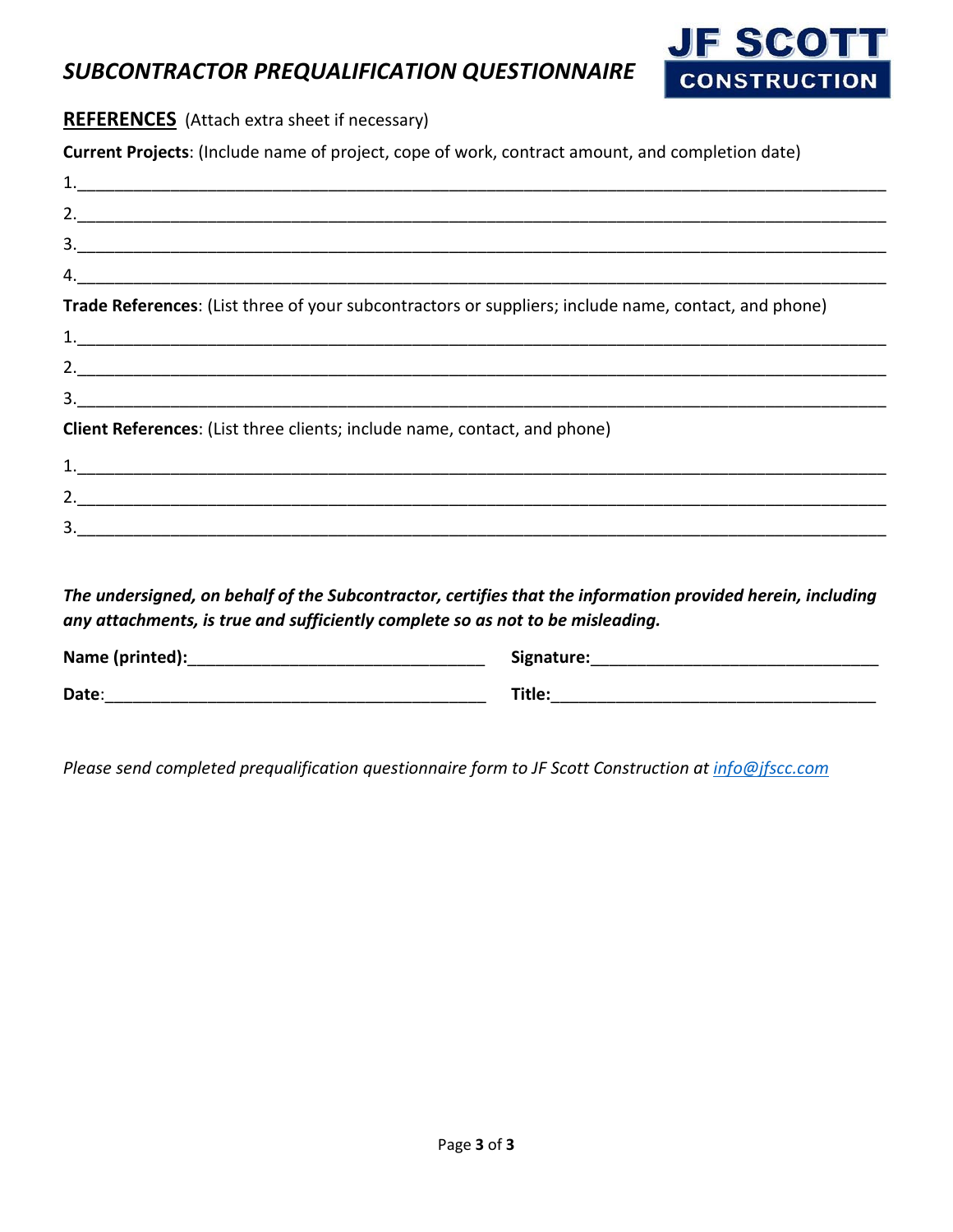# *SUBCONTRACTOR PREQUALIFICATION QUESTIONNAIRE*

JF SCOTT CONSTRUCTION

## REFERENCES (Attach extra sheet if necessary)

**Current Projects**: (Include name of project, cope of work, contract amount, and completion date)

1.___________________________________________________________________________________

2.___________________________________________________________________________________

3.___________________________________________________________________________________

4.___________________________________________________________________________________

**Trade References**: (List three of your subcontractors or suppliers; include name, contact, and phone)

1.___________________________________________________________________________________

2.___________________________________________________________________________________

3.___________________________________________________________________________________

**Client References**: (List three clients; include name, contact, and phone)

1.___________________________________________________________________________________

2.___________________________________________________________________________________

3.___________________________________________________________________________________

***The undersigned, on behalf of the Subcontractor, certifies that the information provided herein, including any attachments, is true and sufficiently complete so as not to be misleading.***

**Name (printed):**________________________________ **Signature:**_______________________________

**Date**:_________________________________________ **Title:**___________________________________

*Please send completed prequalification questionnaire form to JF Scott Construction at info@jfscc.com*